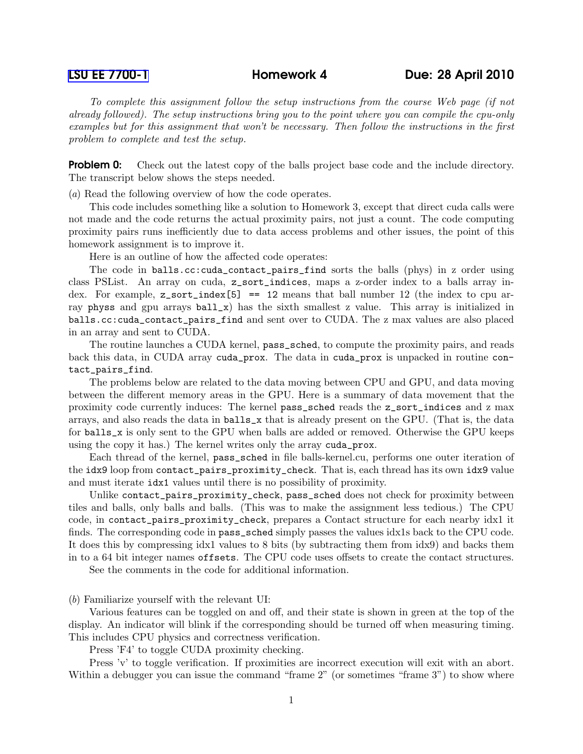LSU EE 7700-1 **Homework 4** **Due: 28 April 2010**

*To complete this assignment follow the setup instructions from the course Web page (if not already followed). The setup instructions bring you to the point where you can compile the cpu-only examples but for this assignment that won't be necessary. Then follow the instructions in the first problem to complete and test the setup.*

**Problem 0:** Check out the latest copy of the balls project base code and the include directory. The transcript below shows the steps needed.

(*a*) Read the following overview of how the code operates.

This code includes something like a solution to Homework 3, except that direct cuda calls were not made and the code returns the actual proximity pairs, not just a count. The code computing proximity pairs runs inefficiently due to data access problems and other issues, the point of this homework assignment is to improve it.

Here is an outline of how the affected code operates:

The code in `balls.cc:cuda_contact_pairs_find` sorts the balls (phys) in z order using class PSList. An array on cuda, `z_sort_indices`, maps a z-order index to a balls array index. For example, `z_sort_index[5] == 12` means that ball number 12 (the index to cpu array `physs` and gpu arrays `ball_x`) has the sixth smallest z value. This array is initialized in `balls.cc:cuda_contact_pairs_find` and sent over to CUDA. The z max values are also placed in an array and sent to CUDA.

The routine launches a CUDA kernel, `pass_sched`, to compute the proximity pairs, and reads back this data, in CUDA array `cuda_prox`. The data in `cuda_prox` is unpacked in routine `contact_pairs_find`.

The problems below are related to the data moving between CPU and GPU, and data moving between the different memory areas in the GPU. Here is a summary of data movement that the proximity code currently induces: The kernel `pass_sched` reads the `z_sort_indices` and z max arrays, and also reads the data in `balls_x` that is already present on the GPU. (That is, the data for `balls_x` is only sent to the GPU when balls are added or removed. Otherwise the GPU keeps using the copy it has.) The kernel writes only the array `cuda_prox`.

Each thread of the kernel, `pass_sched` in file balls-kernel.cu, performs one outer iteration of the `idx9` loop from `contact_pairs_proximity_check`. That is, each thread has its own `idx9` value and must iterate `idx1` values until there is no possibility of proximity.

Unlike `contact_pairs_proximity_check`, `pass_sched` does not check for proximity between tiles and balls, only balls and balls. (This was to make the assignment less tedious.) The CPU code, in `contact_pairs_proximity_check`, prepares a Contact structure for each nearby idx1 it finds. The corresponding code in `pass_sched` simply passes the values idx1s back to the CPU code. It does this by compressing idx1 values to 8 bits (by subtracting them from idx9) and backs them in to a 64 bit integer names `offsets`. The CPU code uses offsets to create the contact structures.

See the comments in the code for additional information.

(*b*) Familiarize yourself with the relevant UI:

Various features can be toggled on and off, and their state is shown in green at the top of the display. An indicator will blink if the corresponding should be turned off when measuring timing. This includes CPU physics and correctness verification.

Press 'F4' to toggle CUDA proximity checking.

Press 'v' to toggle verification. If proximities are incorrect execution will exit with an abort. Within a debugger you can issue the command "frame 2" (or sometimes "frame 3") to show where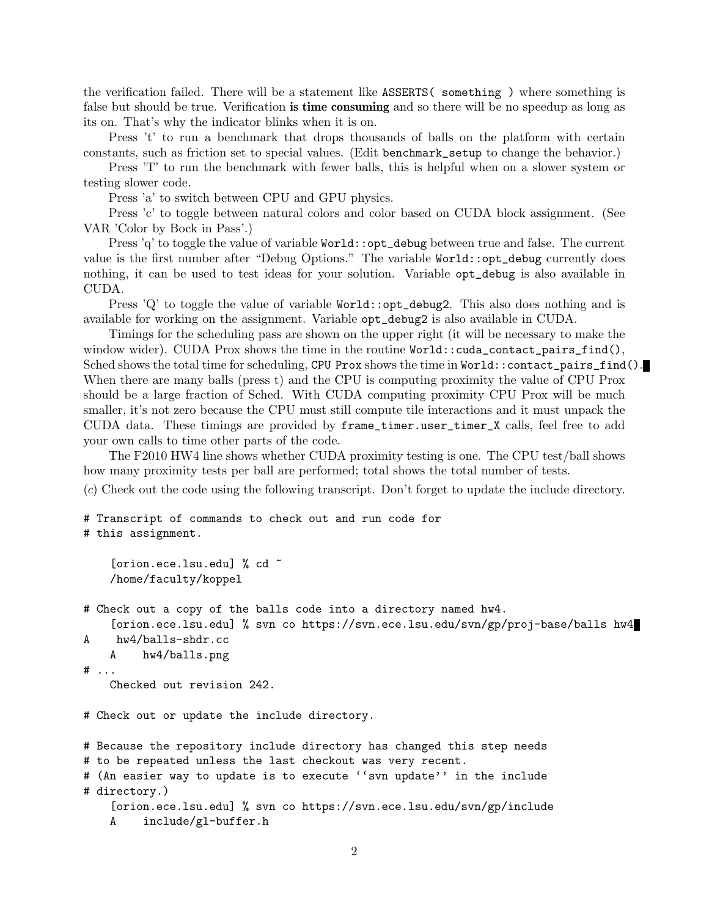the verification failed. There will be a statement like `ASSERTS( something )` where something is false but should be true. Verification **is time consuming** and so there will be no speedup as long as its on. That's why the indicator blinks when it is on.

Press 't' to run a benchmark that drops thousands of balls on the platform with certain constants, such as friction set to special values. (Edit `benchmark_setup` to change the behavior.)

Press 'T' to run the benchmark with fewer balls, this is helpful when on a slower system or testing slower code.

Press 'a' to switch between CPU and GPU physics.

Press 'c' to toggle between natural colors and color based on CUDA block assignment. (See VAR 'Color by Bock in Pass'.)

Press 'q' to toggle the value of variable `World::opt_debug` between true and false. The current value is the first number after "Debug Options." The variable `World::opt_debug` currently does nothing, it can be used to test ideas for your solution. Variable `opt_debug` is also available in CUDA.

Press 'Q' to toggle the value of variable `World::opt_debug2`. This also does nothing and is available for working on the assignment. Variable `opt_debug2` is also available in CUDA.

Timings for the scheduling pass are shown on the upper right (it will be necessary to make the window wider). CUDA Prox shows the time in the routine `World::cuda_contact_pairs_find()`, Sched shows the total time for scheduling, `CPU Prox` shows the time in `World::contact_pairs_find()`. When there are many balls (press t) and the CPU is computing proximity the value of CPU Prox should be a large fraction of Sched. With CUDA computing proximity CPU Prox will be much smaller, it's not zero because the CPU must still compute tile interactions and it must unpack the CUDA data. These timings are provided by `frame_timer.user_timer_X` calls, feel free to add your own calls to time other parts of the code.

The F2010 HW4 line shows whether CUDA proximity testing is one. The CPU test/ball shows how many proximity tests per ball are performed; total shows the total number of tests.

(*c*) Check out the code using the following transcript. Don't forget to update the include directory.

```
# Transcript of commands to check out and run code for
# this assignment.

    [orion.ece.lsu.edu] % cd ~
    /home/faculty/koppel

# Check out a copy of the balls code into a directory named hw4.
    [orion.ece.lsu.edu] % svn co https://svn.ece.lsu.edu/svn/gp/proj-base/balls hw4
A    hw4/balls-shdr.cc
    A    hw4/balls.png
# ...
    Checked out revision 242.

# Check out or update the include directory.

# Because the repository include directory has changed this step needs
# to be repeated unless the last checkout was very recent.
# (An easier way to update is to execute ``svn update'' in the include
# directory.)
    [orion.ece.lsu.edu] % svn co https://svn.ece.lsu.edu/svn/gp/include
    A    include/gl-buffer.h
```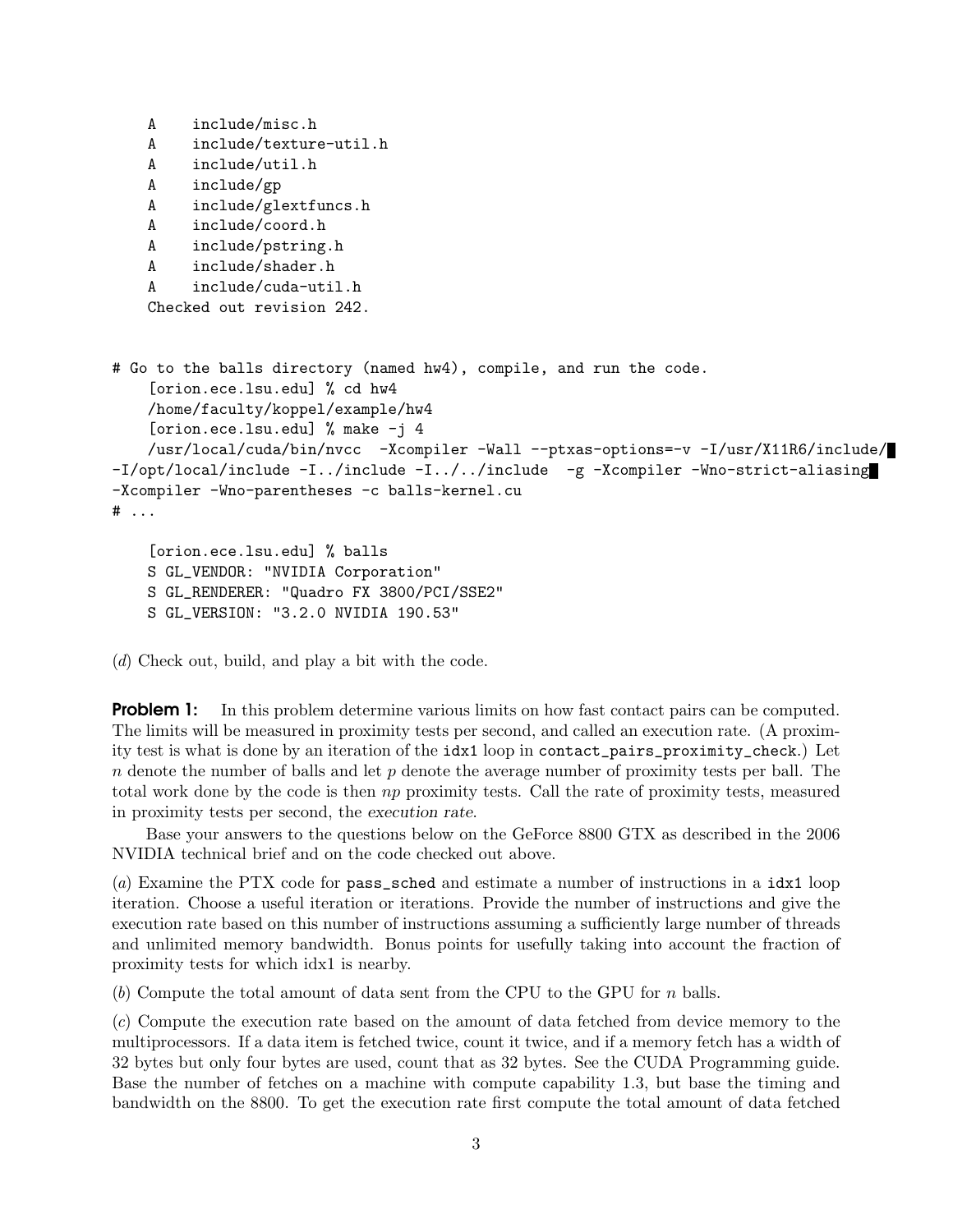```
    A    include/misc.h
    A    include/texture-util.h
    A    include/util.h
    A    include/gp
    A    include/glextfuncs.h
    A    include/coord.h
    A    include/pstring.h
    A    include/shader.h
    A    include/cuda-util.h
    Checked out revision 242.


# Go to the balls directory (named hw4), compile, and run the code.
    [orion.ece.lsu.edu] % cd hw4
    /home/faculty/koppel/example/hw4
    [orion.ece.lsu.edu] % make -j 4
    /usr/local/cuda/bin/nvcc  -Xcompiler -Wall --ptxas-options=-v -I/usr/X11R6/include/
-I/opt/local/include -I../include -I../../include  -g -Xcompiler -Wno-strict-aliasing
-Xcompiler -Wno-parentheses -c balls-kernel.cu
# ...

    [orion.ece.lsu.edu] % balls
    S GL_VENDOR: "NVIDIA Corporation"
    S GL_RENDERER: "Quadro FX 3800/PCI/SSE2"
    S GL_VERSION: "3.2.0 NVIDIA 190.53"
```

(*d*) Check out, build, and play a bit with the code.

**Problem 1:** In this problem determine various limits on how fast contact pairs can be computed. The limits will be measured in proximity tests per second, and called an execution rate. (A proximity test is what is done by an iteration of the `idx1` loop in `contact_pairs_proximity_check`.) Let $n$ denote the number of balls and let $p$ denote the average number of proximity tests per ball. The total work done by the code is then $np$ proximity tests. Call the rate of proximity tests, measured in proximity tests per second, the *execution rate*.

Base your answers to the questions below on the GeForce 8800 GTX as described in the 2006 NVIDIA technical brief and on the code checked out above.

(*a*) Examine the PTX code for `pass_sched` and estimate a number of instructions in a `idx1` loop iteration. Choose a useful iteration or iterations. Provide the number of instructions and give the execution rate based on this number of instructions assuming a sufficiently large number of threads and unlimited memory bandwidth. Bonus points for usefully taking into account the fraction of proximity tests for which idx1 is nearby.

(*b*) Compute the total amount of data sent from the CPU to the GPU for $n$ balls.

(*c*) Compute the execution rate based on the amount of data fetched from device memory to the multiprocessors. If a data item is fetched twice, count it twice, and if a memory fetch has a width of 32 bytes but only four bytes are used, count that as 32 bytes. See the CUDA Programming guide. Base the number of fetches on a machine with compute capability 1.3, but base the timing and bandwidth on the 8800. To get the execution rate first compute the total amount of data fetched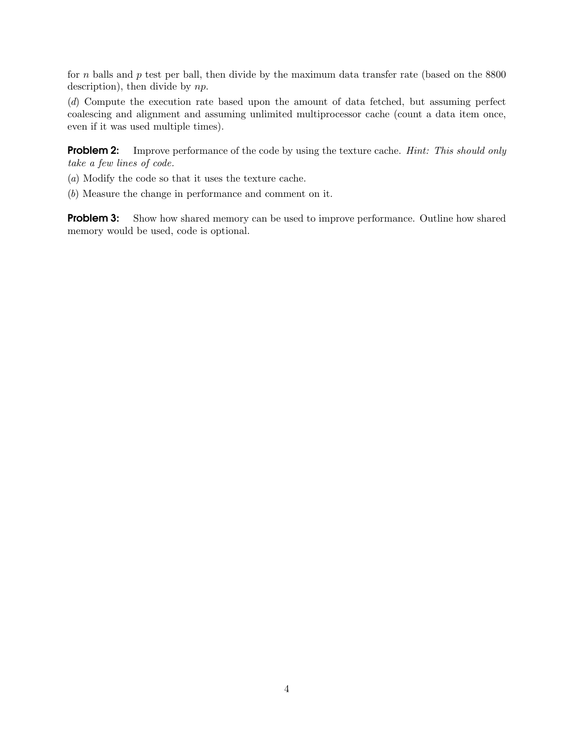for $n$ balls and $p$ test per ball, then divide by the maximum data transfer rate (based on the 8800 description), then divide by $np$.

(*d*) Compute the execution rate based upon the amount of data fetched, but assuming perfect coalescing and alignment and assuming unlimited multiprocessor cache (count a data item once, even if it was used multiple times).

**Problem 2:** Improve performance of the code by using the texture cache. *Hint: This should only take a few lines of code.*

(*a*) Modify the code so that it uses the texture cache.

(*b*) Measure the change in performance and comment on it.

**Problem 3:** Show how shared memory can be used to improve performance. Outline how shared memory would be used, code is optional.